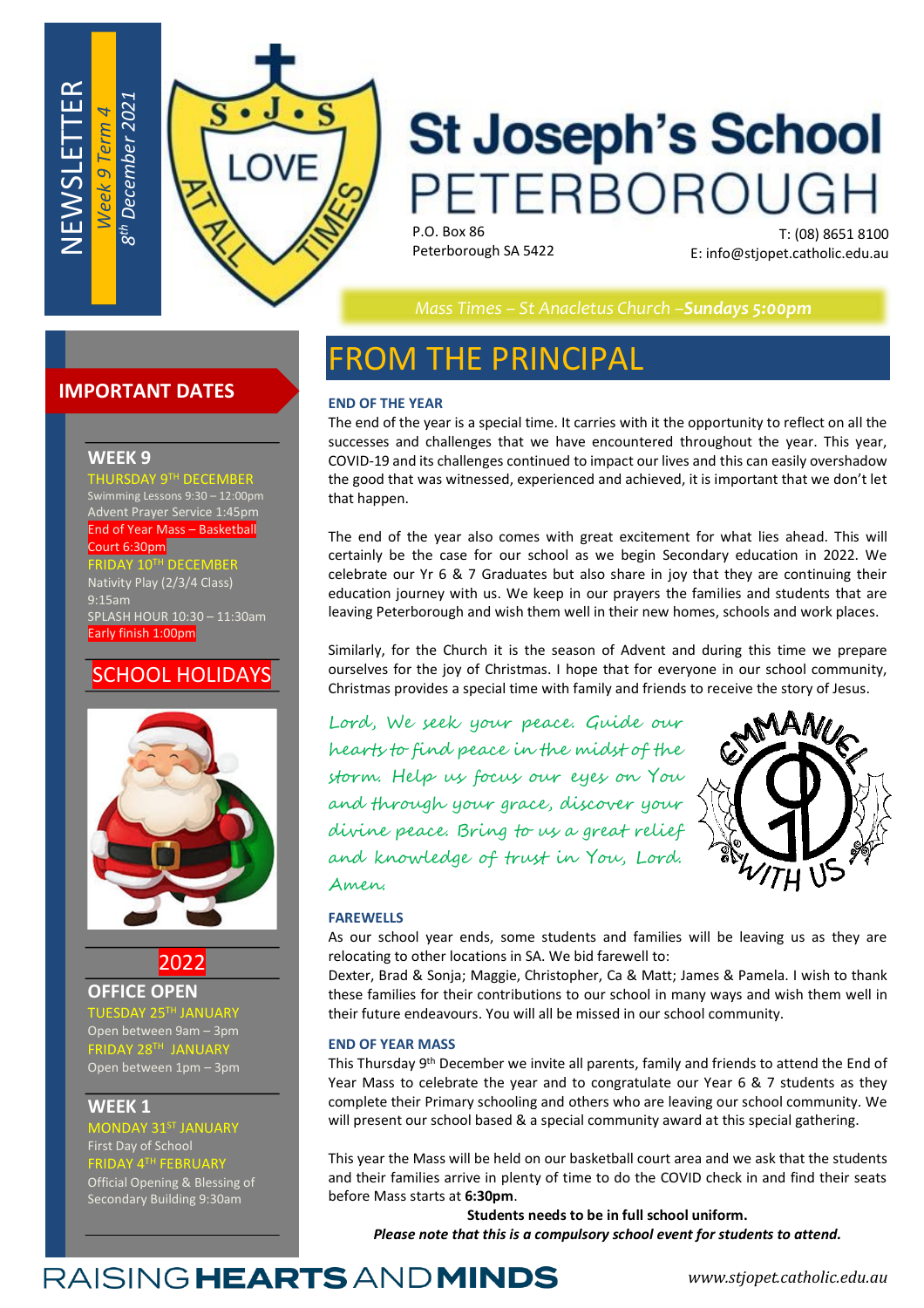NEWSLETTER

*Week 9 Term 4*

*8th December 2021*

# St Joseph's School PETERBOROUGH

P.O. Box 86
Peterborough SA 5422

T: (08) 8651 8100
E: info@stjopet.catholic.edu.au

*Mass Times – St Anacletus Church –**Sundays 5:00pm***

## IMPORTANT DATES

### WEEK 9

THURSDAY 9TH DECEMBER
Swimming Lessons 9:30 – 12:00pm
Advent Prayer Service 1:45pm
End of Year Mass – Basketball Court 6:30pm

FRIDAY 10TH DECEMBER
Nativity Play (2/3/4 Class) 9:15am
SPLASH HOUR 10:30 – 11:30am
Early finish 1:00pm

### SCHOOL HOLIDAYS

### 2022

### OFFICE OPEN

TUESDAY 25TH JANUARY
Open between 9am – 3pm
FRIDAY 28TH JANUARY
Open between 1pm – 3pm

### WEEK 1

MONDAY 31ST JANUARY
First Day of School
FRIDAY 4TH FEBRUARY
Official Opening & Blessing of Secondary Building 9:30am

## FROM THE PRINCIPAL

### END OF THE YEAR

The end of the year is a special time. It carries with it the opportunity to reflect on all the successes and challenges that we have encountered throughout the year. This year, COVID-19 and its challenges continued to impact our lives and this can easily overshadow the good that was witnessed, experienced and achieved, it is important that we don't let that happen.

The end of the year also comes with great excitement for what lies ahead. This will certainly be the case for our school as we begin Secondary education in 2022. We celebrate our Yr 6 & 7 Graduates but also share in joy that they are continuing their education journey with us. We keep in our prayers the families and students that are leaving Peterborough and wish them well in their new homes, schools and work places.

Similarly, for the Church it is the season of Advent and during this time we prepare ourselves for the joy of Christmas. I hope that for everyone in our school community, Christmas provides a special time with family and friends to receive the story of Jesus.

*Lord, We seek your peace. Guide our hearts to find peace in the midst of the storm. Help us focus our eyes on You and through your grace, discover your divine peace. Bring to us a great relief and knowledge of trust in You, Lord. Amen.*

EMMANUEL WITH US

### FAREWELLS

As our school year ends, some students and families will be leaving us as they are relocating to other locations in SA. We bid farewell to:
Dexter, Brad & Sonja; Maggie, Christopher, Ca & Matt; James & Pamela. I wish to thank these families for their contributions to our school in many ways and wish them well in their future endeavours. You will all be missed in our school community.

### END OF YEAR MASS

This Thursday 9th December we invite all parents, family and friends to attend the End of Year Mass to celebrate the year and to congratulate our Year 6 & 7 students as they complete their Primary schooling and others who are leaving our school community. We will present our school based & a special community award at this special gathering.

This year the Mass will be held on our basketball court area and we ask that the students and their families arrive in plenty of time to do the COVID check in and find their seats before Mass starts at **6:30pm**.

**Students needs to be in full school uniform.**

***Please note that this is a compulsory school event for students to attend.***

RAISING **HEARTS** AND **MINDS**

*www.stjopet.catholic.edu.au*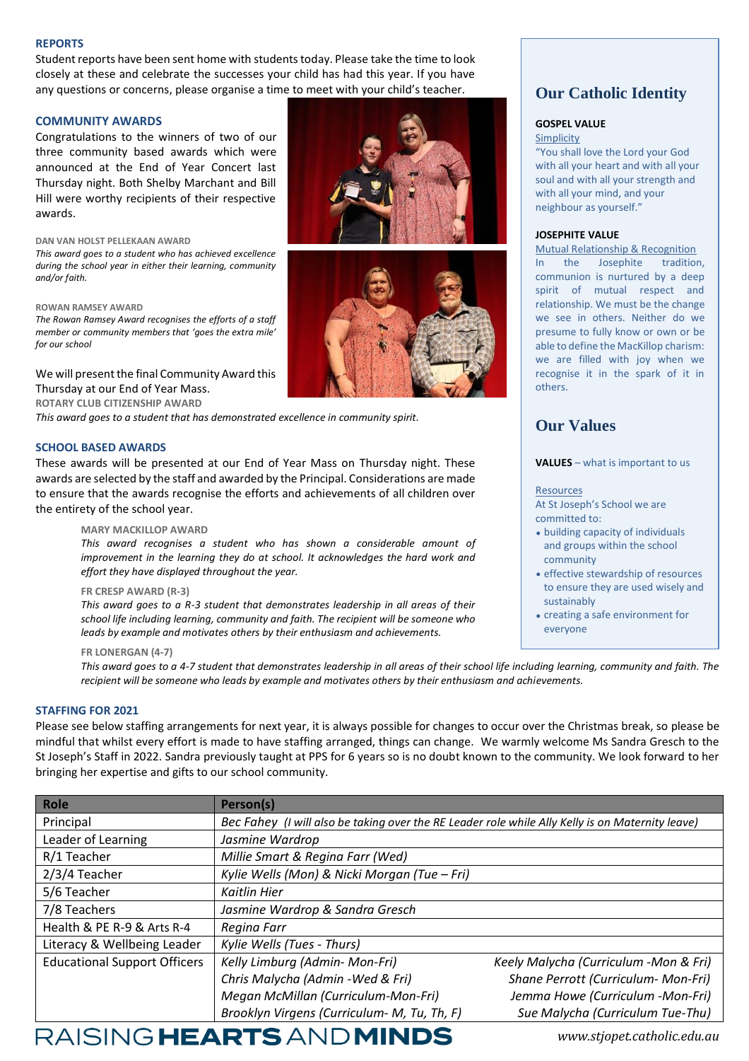## REPORTS

Student reports have been sent home with students today. Please take the time to look closely at these and celebrate the successes your child has had this year. If you have any questions or concerns, please organise a time to meet with your child's teacher.

## COMMUNITY AWARDS

Congratulations to the winners of two of our three community based awards which were announced at the End of Year Concert last Thursday night. Both Shelby Marchant and Bill Hill were worthy recipients of their respective awards.

**DAN VAN HOLST PELLEKAAN AWARD**

*This award goes to a student who has achieved excellence during the school year in either their learning, community and/or faith.*

**ROWAN RAMSEY AWARD**

*The Rowan Ramsey Award recognises the efforts of a staff member or community members that 'goes the extra mile' for our school*

We will present the final Community Award this Thursday at our End of Year Mass.

**ROTARY CLUB CITIZENSHIP AWARD**

*This award goes to a student that has demonstrated excellence in community spirit.*

## SCHOOL BASED AWARDS

These awards will be presented at our End of Year Mass on Thursday night. These awards are selected by the staff and awarded by the Principal. Considerations are made to ensure that the awards recognise the efforts and achievements of all children over the entirety of the school year.

**MARY MACKILLOP AWARD**

*This award recognises a student who has shown a considerable amount of improvement in the learning they do at school. It acknowledges the hard work and effort they have displayed throughout the year.*

**FR CRESP AWARD (R-3)**

*This award goes to a R-3 student that demonstrates leadership in all areas of their school life including learning, community and faith. The recipient will be someone who leads by example and motivates others by their enthusiasm and achievements.*

**FR LONERGAN (4-7)**

*This award goes to a 4-7 student that demonstrates leadership in all areas of their school life including learning, community and faith. The recipient will be someone who leads by example and motivates others by their enthusiasm and achievements.*

## Our Catholic Identity

**GOSPEL VALUE**

Simplicity

"You shall love the Lord your God with all your heart and with all your soul and with all your strength and with all your mind, and your neighbour as yourself."

**JOSEPHITE VALUE**

Mutual Relationship & Recognition

In the Josephite tradition, communion is nurtured by a deep spirit of mutual respect and relationship. We must be the change we see in others. Neither do we presume to fully know or own or be able to define the MacKillop charism: we are filled with joy when we recognise it in the spark of it in others.

## Our Values

**VALUES** – what is important to us

Resources

At St Joseph's School we are committed to:

- building capacity of individuals and groups within the school community
- effective stewardship of resources to ensure they are used wisely and sustainably
- creating a safe environment for everyone

## STAFFING FOR 2021

Please see below staffing arrangements for next year, it is always possible for changes to occur over the Christmas break, so please be mindful that whilst every effort is made to have staffing arranged, things can change. We warmly welcome Ms Sandra Gresch to the St Joseph's Staff in 2022. Sandra previously taught at PPS for 6 years so is no doubt known to the community. We look forward to her bringing her expertise and gifts to our school community.

| Role | Person(s) | |
|---|---|---|
| Principal | *Bec Fahey (I will also be taking over the RE Leader role while Ally Kelly is on Maternity leave)* | |
| Leader of Learning | *Jasmine Wardrop* | |
| R/1 Teacher | *Millie Smart & Regina Farr (Wed)* | |
| 2/3/4 Teacher | *Kylie Wells (Mon) & Nicki Morgan (Tue – Fri)* | |
| 5/6 Teacher | *Kaitlin Hier* | |
| 7/8 Teachers | *Jasmine Wardrop & Sandra Gresch* | |
| Health & PE R-9 & Arts R-4 | *Regina Farr* | |
| Literacy & Wellbeing Leader | *Kylie Wells (Tues - Thurs)* | |
| Educational Support Officers | *Kelly Limburg (Admin- Mon-Fri)* | *Keely Malycha (Curriculum -Mon & Fri)* |
| | *Chris Malycha (Admin -Wed & Fri)* | *Shane Perrott (Curriculum- Mon-Fri)* |
| | *Megan McMillan (Curriculum-Mon-Fri)* | *Jemma Howe (Curriculum -Mon-Fri)* |
| | *Brooklyn Virgens (Curriculum- M, Tu, Th, F)* | *Sue Malycha (Curriculum Tue-Thu)* |

RAISING **HEARTS** AND **MINDS**

*www.stjopet.catholic.edu.au*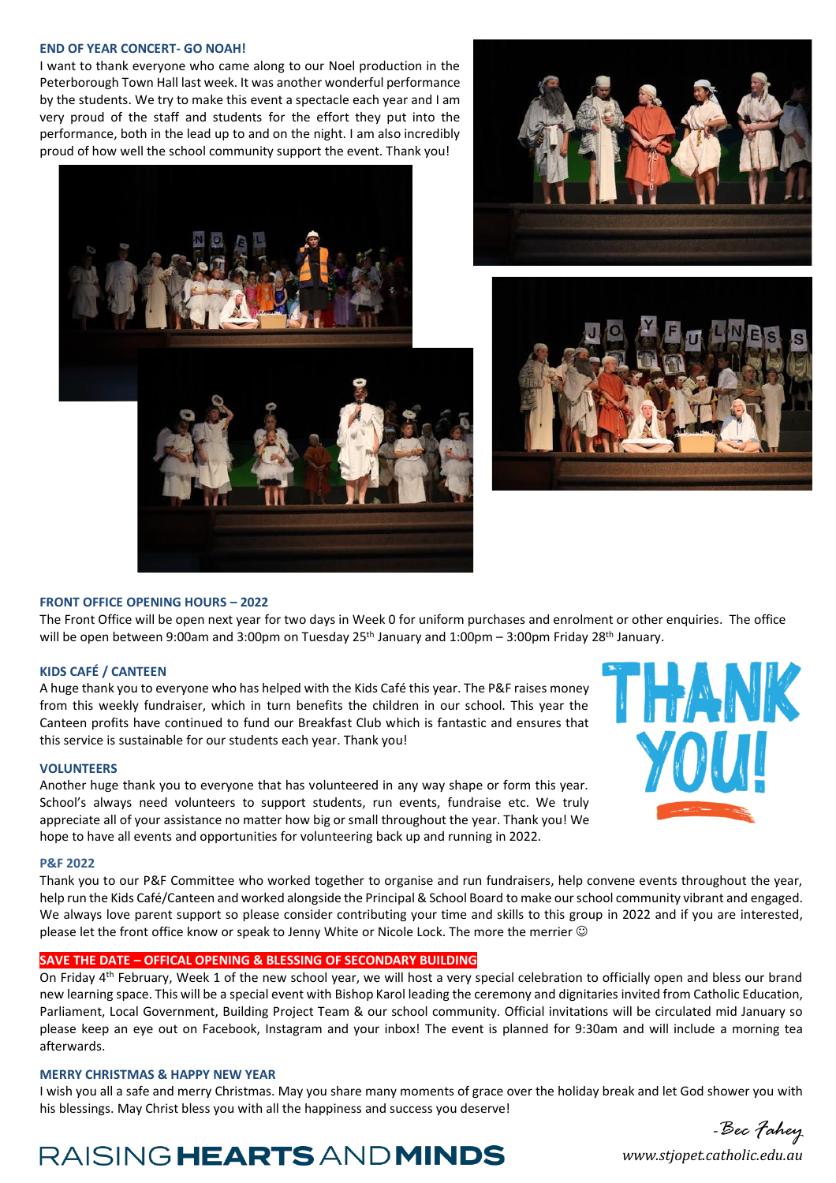## END OF YEAR CONCERT- GO NOAH!

I want to thank everyone who came along to our Noel production in the Peterborough Town Hall last week. It was another wonderful performance by the students. We try to make this event a spectacle each year and I am very proud of the staff and students for the effort they put into the performance, both in the lead up to and on the night. I am also incredibly proud of how well the school community support the event. Thank you!

## FRONT OFFICE OPENING HOURS – 2022

The Front Office will be open next year for two days in Week 0 for uniform purchases and enrolment or other enquiries. The office will be open between 9:00am and 3:00pm on Tuesday 25th January and 1:00pm – 3:00pm Friday 28th January.

## KIDS CAFÉ / CANTEEN

A huge thank you to everyone who has helped with the Kids Café this year. The P&F raises money from this weekly fundraiser, which in turn benefits the children in our school. This year the Canteen profits have continued to fund our Breakfast Club which is fantastic and ensures that this service is sustainable for our students each year. Thank you!

## VOLUNTEERS

Another huge thank you to everyone that has volunteered in any way shape or form this year. School's always need volunteers to support students, run events, fundraise etc. We truly appreciate all of your assistance no matter how big or small throughout the year. Thank you! We hope to have all events and opportunities for volunteering back up and running in 2022.

THANK YOU!

## P&F 2022

Thank you to our P&F Committee who worked together to organise and run fundraisers, help convene events throughout the year, help run the Kids Café/Canteen and worked alongside the Principal & School Board to make our school community vibrant and engaged. We always love parent support so please consider contributing your time and skills to this group in 2022 and if you are interested, please let the front office know or speak to Jenny White or Nicole Lock. The more the merrier ☺

## SAVE THE DATE – OFFICAL OPENING & BLESSING OF SECONDARY BUILDING

On Friday 4th February, Week 1 of the new school year, we will host a very special celebration to officially open and bless our brand new learning space. This will be a special event with Bishop Karol leading the ceremony and dignitaries invited from Catholic Education, Parliament, Local Government, Building Project Team & our school community. Official invitations will be circulated mid January so please keep an eye out on Facebook, Instagram and your inbox! The event is planned for 9:30am and will include a morning tea afterwards.

## MERRY CHRISTMAS & HAPPY NEW YEAR

I wish you all a safe and merry Christmas. May you share many moments of grace over the holiday break and let God shower you with his blessings. May Christ bless you with all the happiness and success you deserve!

*-Bec Fahey*

RAISING **HEARTS** AND **MINDS**

*www.stjopet.catholic.edu.au*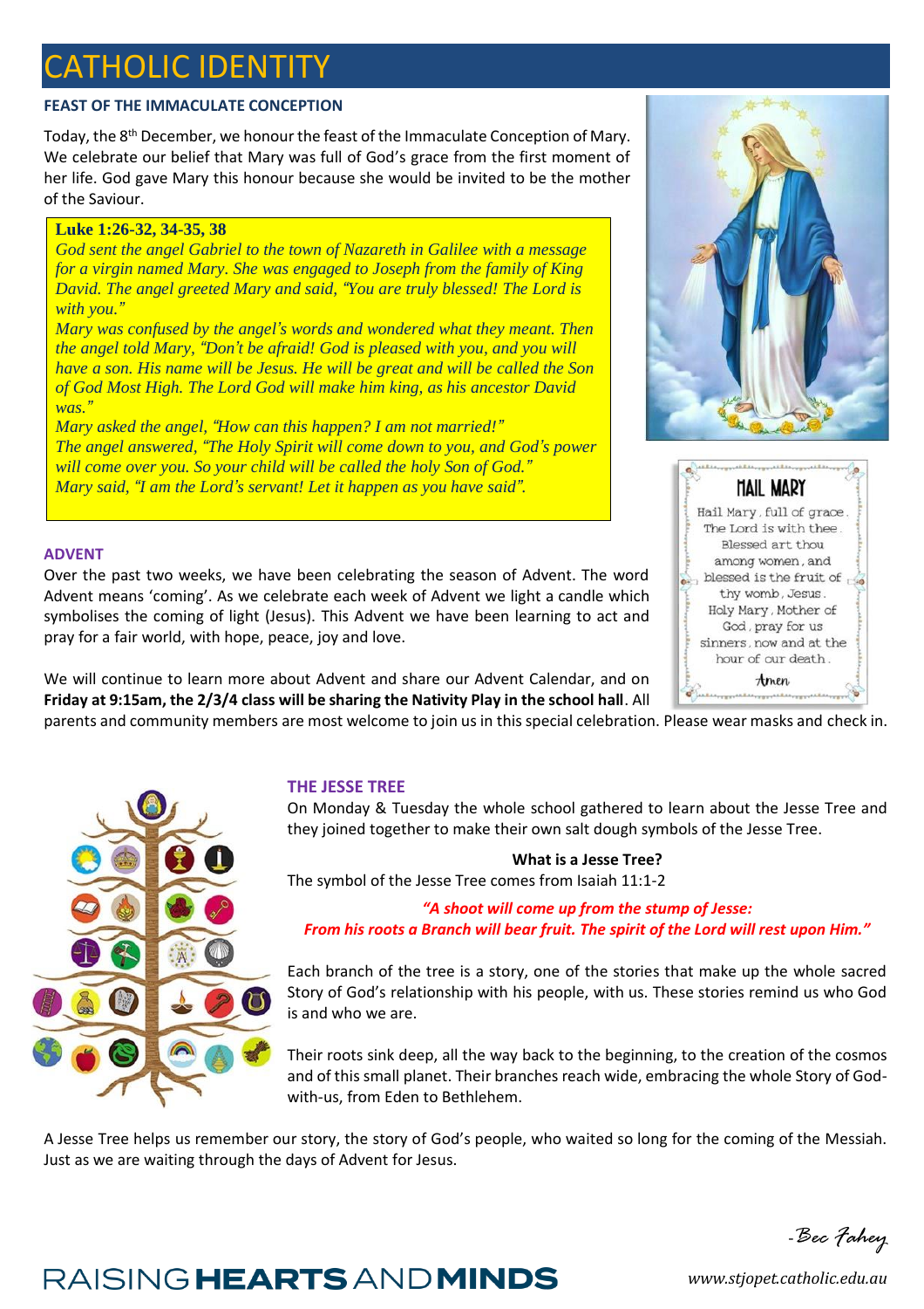# CATHOLIC IDENTITY

### FEAST OF THE IMMACULATE CONCEPTION

Today, the 8th December, we honour the feast of the Immaculate Conception of Mary. We celebrate our belief that Mary was full of God's grace from the first moment of her life. God gave Mary this honour because she would be invited to be the mother of the Saviour.

**Luke 1:26-32, 34-35, 38**

*God sent the angel Gabriel to the town of Nazareth in Galilee with a message for a virgin named Mary. She was engaged to Joseph from the family of King David. The angel greeted Mary and said, "You are truly blessed! The Lord is with you."*

*Mary was confused by the angel's words and wondered what they meant. Then the angel told Mary, "Don't be afraid! God is pleased with you, and you will have a son. His name will be Jesus. He will be great and will be called the Son of God Most High. The Lord God will make him king, as his ancestor David was."*

*Mary asked the angel, "How can this happen? I am not married!"*

*The angel answered, "The Holy Spirit will come down to you, and God's power will come over you. So your child will be called the holy Son of God."*

*Mary said, "I am the Lord's servant! Let it happen as you have said".*

**HAIL MARY**

Hail Mary, full of grace. The Lord is with thee. Blessed art thou among women, and blessed is the fruit of thy womb, Jesus. Holy Mary, Mother of God, pray for us sinners, now and at the hour of our death.

Amen

### ADVENT

Over the past two weeks, we have been celebrating the season of Advent. The word Advent means 'coming'. As we celebrate each week of Advent we light a candle which symbolises the coming of light (Jesus). This Advent we have been learning to act and pray for a fair world, with hope, peace, joy and love.

We will continue to learn more about Advent and share our Advent Calendar, and on **Friday at 9:15am, the 2/3/4 class will be sharing the Nativity Play in the school hall**. All parents and community members are most welcome to join us in this special celebration. Please wear masks and check in.

### THE JESSE TREE

On Monday & Tuesday the whole school gathered to learn about the Jesse Tree and they joined together to make their own salt dough symbols of the Jesse Tree.

**What is a Jesse Tree?**

The symbol of the Jesse Tree comes from Isaiah 11:1-2

***"A shoot will come up from the stump of Jesse: From his roots a Branch will bear fruit. The spirit of the Lord will rest upon Him."***

Each branch of the tree is a story, one of the stories that make up the whole sacred Story of God's relationship with his people, with us. These stories remind us who God is and who we are.

Their roots sink deep, all the way back to the beginning, to the creation of the cosmos and of this small planet. Their branches reach wide, embracing the whole Story of God-with-us, from Eden to Bethlehem.

A Jesse Tree helps us remember our story, the story of God's people, who waited so long for the coming of the Messiah. Just as we are waiting through the days of Advent for Jesus.

-Bec Fahey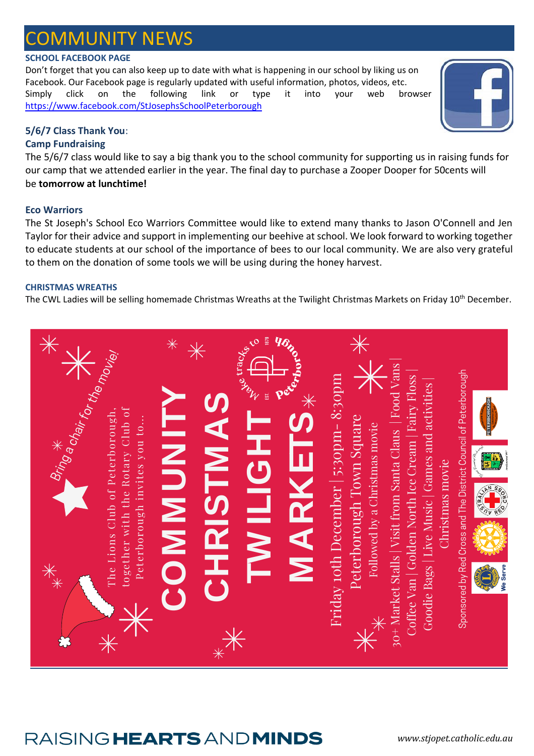# COMMUNITY NEWS

**SCHOOL FACEBOOK PAGE**

Don't forget that you can also keep up to date with what is happening in our school by liking us on Facebook. Our Facebook page is regularly updated with useful information, photos, videos, etc. Simply click on the following link or type it into your web browser https://www.facebook.com/StJosephsSchoolPeterborough

**5/6/7 Class Thank You**:

**Camp Fundraising**

The 5/6/7 class would like to say a big thank you to the school community for supporting us in raising funds for our camp that we attended earlier in the year. The final day to purchase a Zooper Dooper for 50cents will be **tomorrow at lunchtime!**

**Eco Warriors**

The St Joseph's School Eco Warriors Committee would like to extend many thanks to Jason O'Connell and Jen Taylor for their advice and support in implementing our beehive at school. We look forward to working together to educate students at our school of the importance of bees to our local community. We are also very grateful to them on the donation of some tools we will be using during the honey harvest.

**CHRISTMAS WREATHS**

The CWL Ladies will be selling homemade Christmas Wreaths at the Twilight Christmas Markets on Friday 10th December.

Bring a chair for the movie!

The Lions Club of Peterborough, together with the Rotary Club of Peterborough invites you to...

**COMMUNITY CHRISTMAS TWILIGHT MARKETS**

Friday 10th December | 5:30pm - 8:30pm

Peterborough Town Square

Followed by a Christmas movie

30+ Market Stalls | Visit from Santa Claus | Food Vans | Coffee Van | Golden North Ice Cream | Fairy Floss | Goodie Bags | Live Music | Games and activities | Christmas movie

Sponsored by Red Cross and The District Council of Peterborough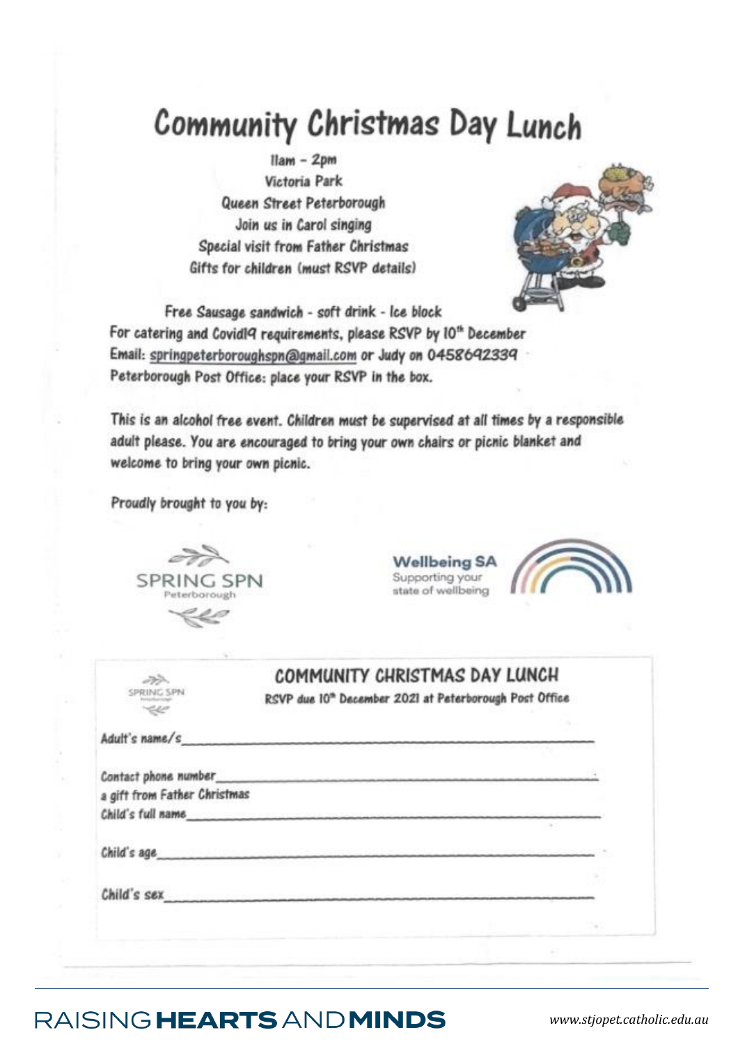# Community Christmas Day Lunch

11am – 2pm
Victoria Park
Queen Street Peterborough
Join us in Carol singing
Special visit from Father Christmas
Gifts for children (must RSVP details)

Free Sausage sandwich - soft drink - Ice block
For catering and Covid19 requirements, please RSVP by 10th December
Email: springpeterboroughspn@gmail.com or Judy on 0458692339
Peterborough Post Office: place your RSVP in the box.

This is an alcohol free event. Children must be supervised at all times by a responsible adult please. You are encouraged to bring your own chairs or picnic blanket and welcome to bring your own picnic.

Proudly brought to you by:

SPRING SPN Peterborough

Wellbeing SA
Supporting your state of wellbeing

## COMMUNITY CHRISTMAS DAY LUNCH

RSVP due 10th December 2021 at Peterborough Post Office

Adult's name/s \_\_\_\_\_\_\_\_\_\_\_\_\_\_\_\_\_\_\_\_\_\_\_\_\_\_\_\_

Contact phone number \_\_\_\_\_\_\_\_\_\_\_\_\_\_\_\_\_\_\_\_\_\_\_\_\_\_\_\_

a gift from Father Christmas

Child's full name \_\_\_\_\_\_\_\_\_\_\_\_\_\_\_\_\_\_\_\_\_\_\_\_\_\_\_\_

Child's age \_\_\_\_\_\_\_\_\_\_\_\_\_\_\_\_\_\_\_\_\_\_\_\_\_\_\_\_

Child's sex \_\_\_\_\_\_\_\_\_\_\_\_\_\_\_\_\_\_\_\_\_\_\_\_\_\_\_\_